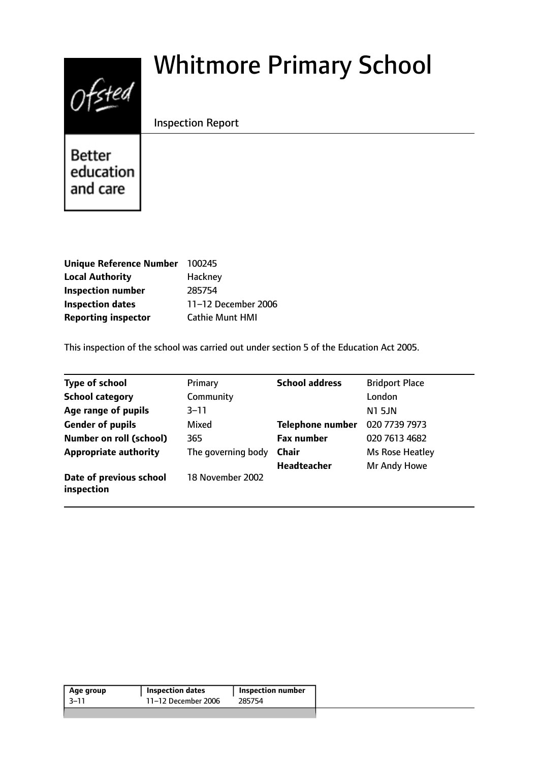# Whitmore Primary School

Inspection Report

Ofsted

Better education and care

| | |
|---|---|
| **Unique Reference Number** | 100245 |
| **Local Authority** | Hackney |
| **Inspection number** | 285754 |
| **Inspection dates** | 11–12 December 2006 |
| **Reporting inspector** | Cathie Munt HMI |

This inspection of the school was carried out under section 5 of the Education Act 2005.

| | | | |
|---|---|---|---|
| **Type of school** | Primary | **School address** | Bridport Place |
| **School category** | Community | | London |
| **Age range of pupils** | 3–11 | | N1 5JN |
| **Gender of pupils** | Mixed | **Telephone number** | 020 7739 7973 |
| **Number on roll (school)** | 365 | **Fax number** | 020 7613 4682 |
| **Appropriate authority** | The governing body | **Chair** | Ms Rose Heatley |
| | | **Headteacher** | Mr Andy Howe |
| **Date of previous school inspection** | 18 November 2002 | | |

| Age group | Inspection dates | Inspection number |
|---|---|---|
| 3–11 | 11–12 December 2006 | 285754 |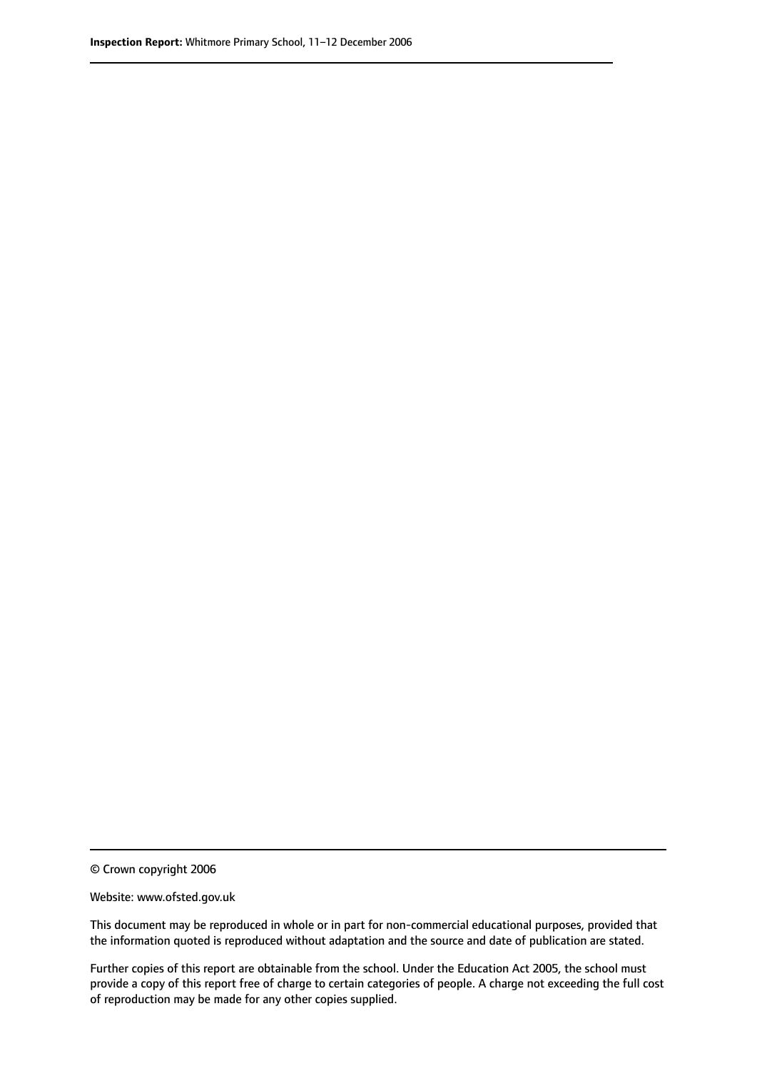© Crown copyright 2006

Website: www.ofsted.gov.uk

This document may be reproduced in whole or in part for non-commercial educational purposes, provided that the information quoted is reproduced without adaptation and the source and date of publication are stated.

Further copies of this report are obtainable from the school. Under the Education Act 2005, the school must provide a copy of this report free of charge to certain categories of people. A charge not exceeding the full cost of reproduction may be made for any other copies supplied.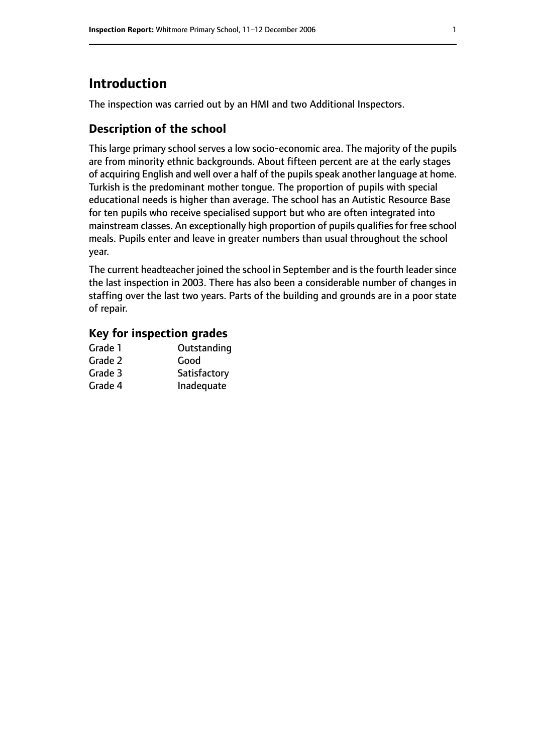# Introduction

The inspection was carried out by an HMI and two Additional Inspectors.

## Description of the school

This large primary school serves a low socio-economic area. The majority of the pupils are from minority ethnic backgrounds. About fifteen percent are at the early stages of acquiring English and well over a half of the pupils speak another language at home. Turkish is the predominant mother tongue. The proportion of pupils with special educational needs is higher than average. The school has an Autistic Resource Base for ten pupils who receive specialised support but who are often integrated into mainstream classes. An exceptionally high proportion of pupils qualifies for free school meals. Pupils enter and leave in greater numbers than usual throughout the school year.

The current headteacher joined the school in September and is the fourth leader since the last inspection in 2003. There has also been a considerable number of changes in staffing over the last two years. Parts of the building and grounds are in a poor state of repair.

### Key for inspection grades

| | |
|---|---|
| Grade 1 | Outstanding |
| Grade 2 | Good |
| Grade 3 | Satisfactory |
| Grade 4 | Inadequate |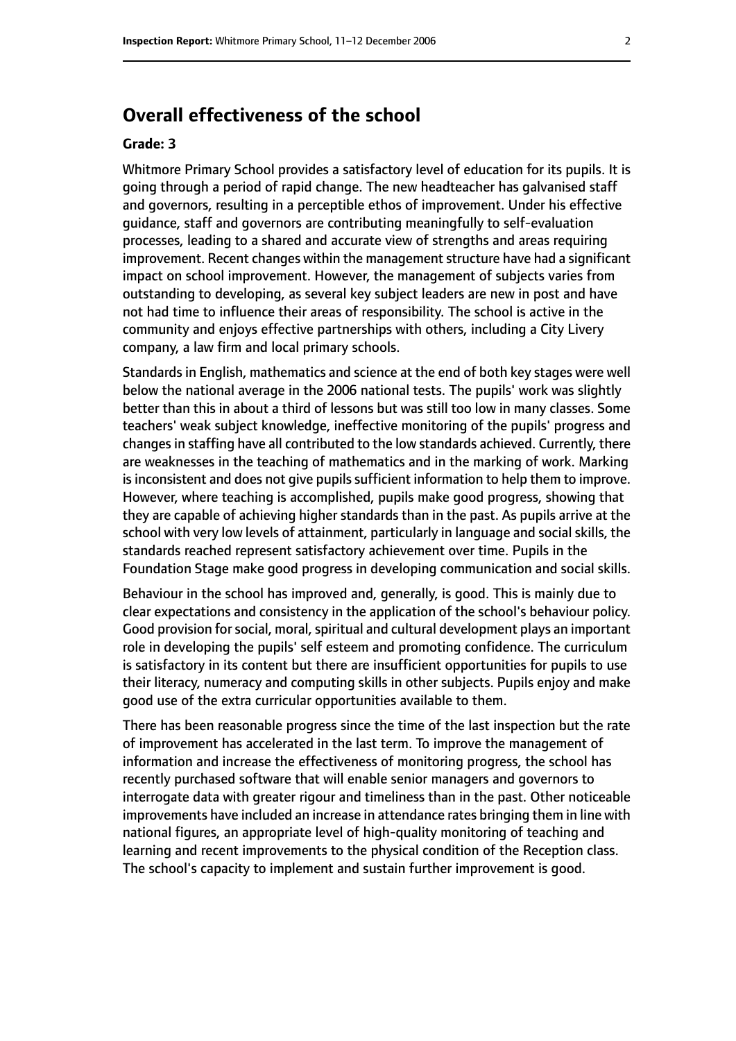## Overall effectiveness of the school

**Grade: 3**

Whitmore Primary School provides a satisfactory level of education for its pupils. It is going through a period of rapid change. The new headteacher has galvanised staff and governors, resulting in a perceptible ethos of improvement. Under his effective guidance, staff and governors are contributing meaningfully to self-evaluation processes, leading to a shared and accurate view of strengths and areas requiring improvement. Recent changes within the management structure have had a significant impact on school improvement. However, the management of subjects varies from outstanding to developing, as several key subject leaders are new in post and have not had time to influence their areas of responsibility. The school is active in the community and enjoys effective partnerships with others, including a City Livery company, a law firm and local primary schools.

Standards in English, mathematics and science at the end of both key stages were well below the national average in the 2006 national tests. The pupils' work was slightly better than this in about a third of lessons but was still too low in many classes. Some teachers' weak subject knowledge, ineffective monitoring of the pupils' progress and changes in staffing have all contributed to the low standards achieved. Currently, there are weaknesses in the teaching of mathematics and in the marking of work. Marking is inconsistent and does not give pupils sufficient information to help them to improve. However, where teaching is accomplished, pupils make good progress, showing that they are capable of achieving higher standards than in the past. As pupils arrive at the school with very low levels of attainment, particularly in language and social skills, the standards reached represent satisfactory achievement over time. Pupils in the Foundation Stage make good progress in developing communication and social skills.

Behaviour in the school has improved and, generally, is good. This is mainly due to clear expectations and consistency in the application of the school's behaviour policy. Good provision for social, moral, spiritual and cultural development plays an important role in developing the pupils' self esteem and promoting confidence. The curriculum is satisfactory in its content but there are insufficient opportunities for pupils to use their literacy, numeracy and computing skills in other subjects. Pupils enjoy and make good use of the extra curricular opportunities available to them.

There has been reasonable progress since the time of the last inspection but the rate of improvement has accelerated in the last term. To improve the management of information and increase the effectiveness of monitoring progress, the school has recently purchased software that will enable senior managers and governors to interrogate data with greater rigour and timeliness than in the past. Other noticeable improvements have included an increase in attendance rates bringing them in line with national figures, an appropriate level of high-quality monitoring of teaching and learning and recent improvements to the physical condition of the Reception class. The school's capacity to implement and sustain further improvement is good.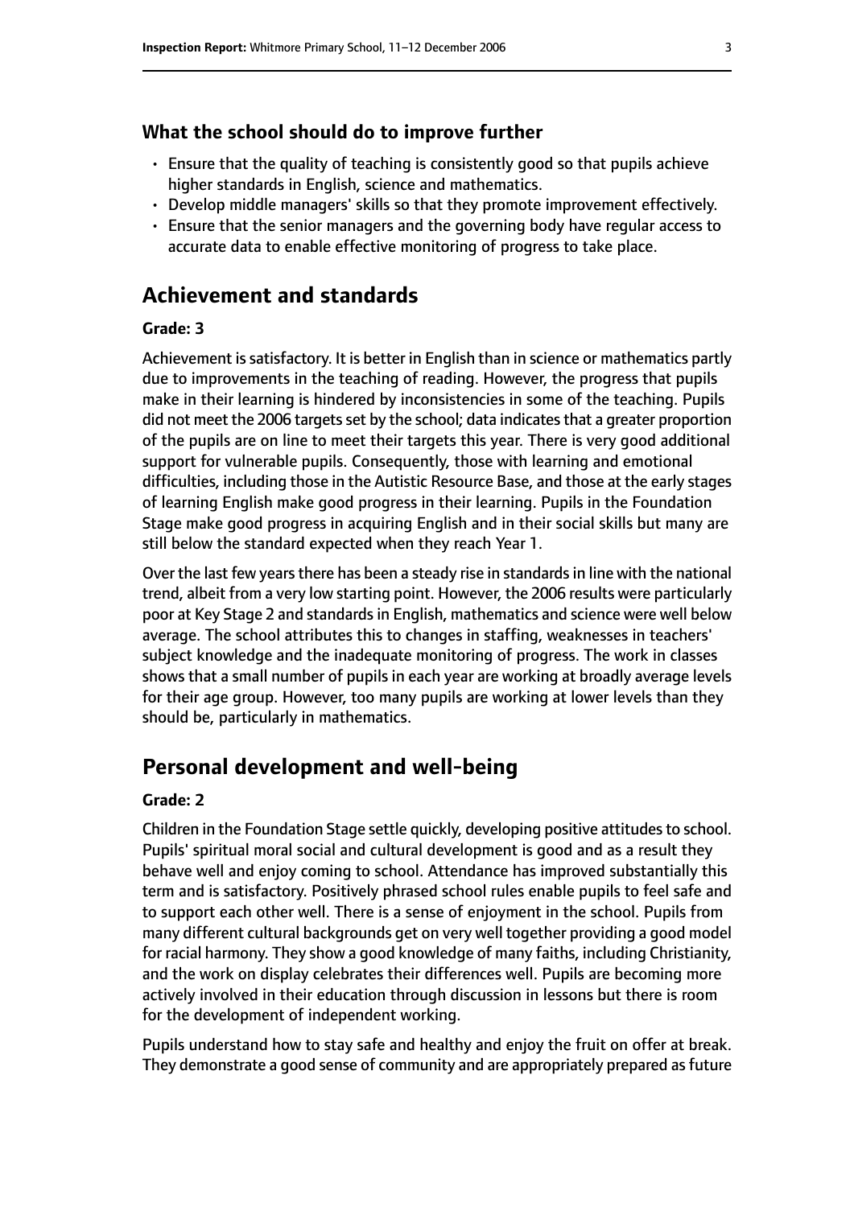### What the school should do to improve further

- Ensure that the quality of teaching is consistently good so that pupils achieve higher standards in English, science and mathematics.
- Develop middle managers' skills so that they promote improvement effectively.
- Ensure that the senior managers and the governing body have regular access to accurate data to enable effective monitoring of progress to take place.

## Achievement and standards

#### Grade: 3

Achievement is satisfactory. It is better in English than in science or mathematics partly due to improvements in the teaching of reading. However, the progress that pupils make in their learning is hindered by inconsistencies in some of the teaching. Pupils did not meet the 2006 targets set by the school; data indicates that a greater proportion of the pupils are on line to meet their targets this year. There is very good additional support for vulnerable pupils. Consequently, those with learning and emotional difficulties, including those in the Autistic Resource Base, and those at the early stages of learning English make good progress in their learning. Pupils in the Foundation Stage make good progress in acquiring English and in their social skills but many are still below the standard expected when they reach Year 1.

Over the last few years there has been a steady rise in standards in line with the national trend, albeit from a very low starting point. However, the 2006 results were particularly poor at Key Stage 2 and standards in English, mathematics and science were well below average. The school attributes this to changes in staffing, weaknesses in teachers' subject knowledge and the inadequate monitoring of progress. The work in classes shows that a small number of pupils in each year are working at broadly average levels for their age group. However, too many pupils are working at lower levels than they should be, particularly in mathematics.

## Personal development and well-being

#### Grade: 2

Children in the Foundation Stage settle quickly, developing positive attitudes to school. Pupils' spiritual moral social and cultural development is good and as a result they behave well and enjoy coming to school. Attendance has improved substantially this term and is satisfactory. Positively phrased school rules enable pupils to feel safe and to support each other well. There is a sense of enjoyment in the school. Pupils from many different cultural backgrounds get on very well together providing a good model for racial harmony. They show a good knowledge of many faiths, including Christianity, and the work on display celebrates their differences well. Pupils are becoming more actively involved in their education through discussion in lessons but there is room for the development of independent working.

Pupils understand how to stay safe and healthy and enjoy the fruit on offer at break. They demonstrate a good sense of community and are appropriately prepared as future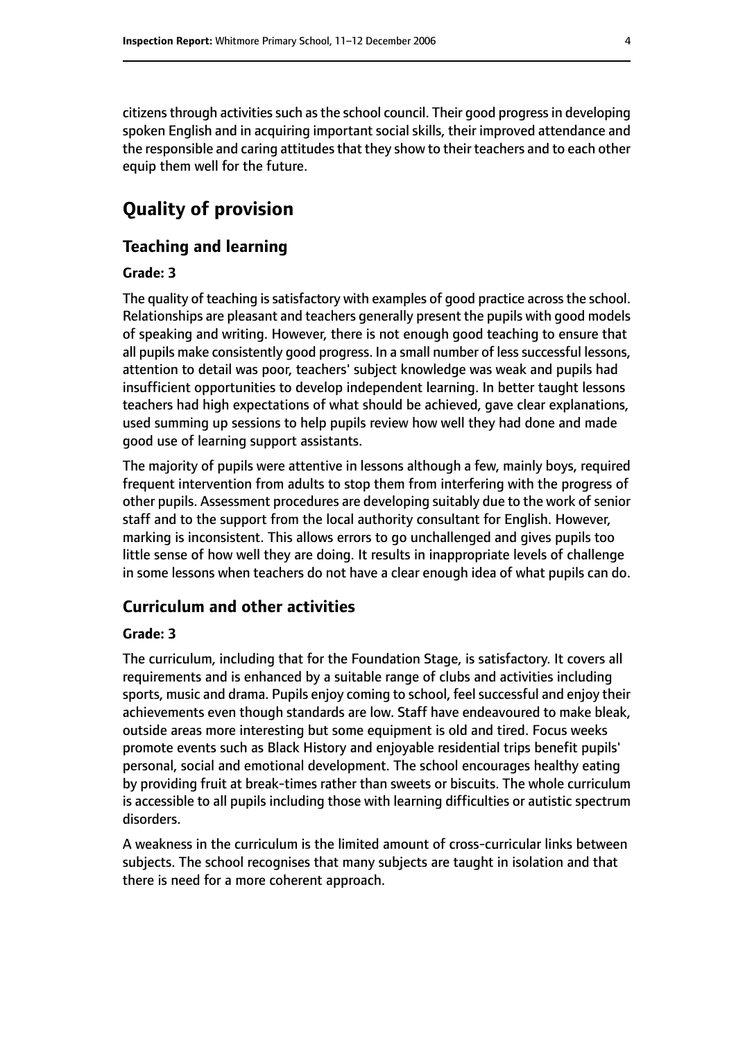citizens through activities such as the school council. Their good progress in developing spoken English and in acquiring important social skills, their improved attendance and the responsible and caring attitudes that they show to their teachers and to each other equip them well for the future.

# Quality of provision

## Teaching and learning

### Grade: 3

The quality of teaching is satisfactory with examples of good practice across the school. Relationships are pleasant and teachers generally present the pupils with good models of speaking and writing. However, there is not enough good teaching to ensure that all pupils make consistently good progress. In a small number of less successful lessons, attention to detail was poor, teachers' subject knowledge was weak and pupils had insufficient opportunities to develop independent learning. In better taught lessons teachers had high expectations of what should be achieved, gave clear explanations, used summing up sessions to help pupils review how well they had done and made good use of learning support assistants.

The majority of pupils were attentive in lessons although a few, mainly boys, required frequent intervention from adults to stop them from interfering with the progress of other pupils. Assessment procedures are developing suitably due to the work of senior staff and to the support from the local authority consultant for English. However, marking is inconsistent. This allows errors to go unchallenged and gives pupils too little sense of how well they are doing. It results in inappropriate levels of challenge in some lessons when teachers do not have a clear enough idea of what pupils can do.

## Curriculum and other activities

### Grade: 3

The curriculum, including that for the Foundation Stage, is satisfactory. It covers all requirements and is enhanced by a suitable range of clubs and activities including sports, music and drama. Pupils enjoy coming to school, feel successful and enjoy their achievements even though standards are low. Staff have endeavoured to make bleak, outside areas more interesting but some equipment is old and tired. Focus weeks promote events such as Black History and enjoyable residential trips benefit pupils' personal, social and emotional development. The school encourages healthy eating by providing fruit at break-times rather than sweets or biscuits. The whole curriculum is accessible to all pupils including those with learning difficulties or autistic spectrum disorders.

A weakness in the curriculum is the limited amount of cross-curricular links between subjects. The school recognises that many subjects are taught in isolation and that there is need for a more coherent approach.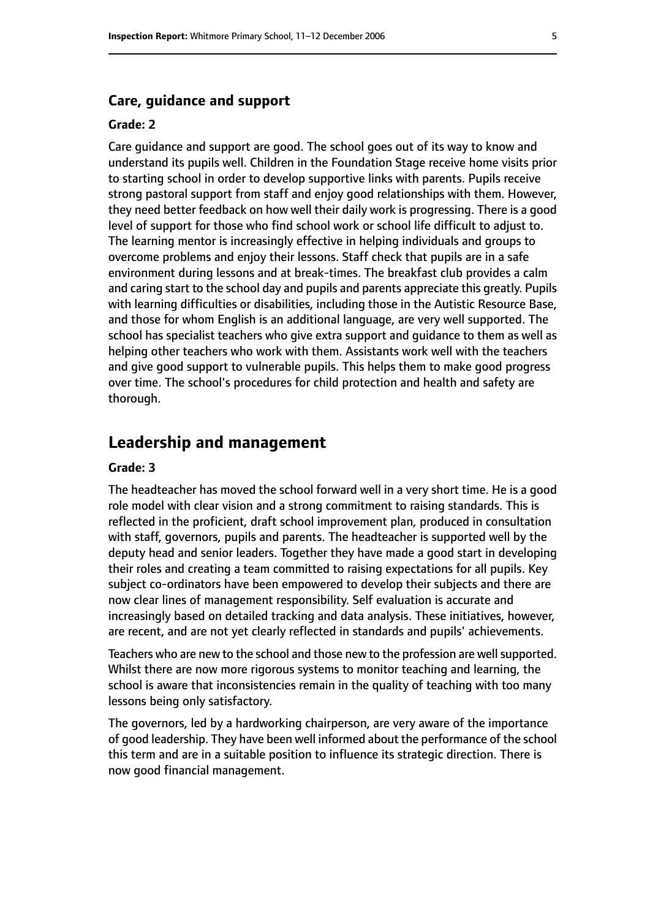### Care, guidance and support

#### Grade: 2

Care guidance and support are good. The school goes out of its way to know and understand its pupils well. Children in the Foundation Stage receive home visits prior to starting school in order to develop supportive links with parents. Pupils receive strong pastoral support from staff and enjoy good relationships with them. However, they need better feedback on how well their daily work is progressing. There is a good level of support for those who find school work or school life difficult to adjust to. The learning mentor is increasingly effective in helping individuals and groups to overcome problems and enjoy their lessons. Staff check that pupils are in a safe environment during lessons and at break-times. The breakfast club provides a calm and caring start to the school day and pupils and parents appreciate this greatly. Pupils with learning difficulties or disabilities, including those in the Autistic Resource Base, and those for whom English is an additional language, are very well supported. The school has specialist teachers who give extra support and guidance to them as well as helping other teachers who work with them. Assistants work well with the teachers and give good support to vulnerable pupils. This helps them to make good progress over time. The school's procedures for child protection and health and safety are thorough.

## Leadership and management

#### Grade: 3

The headteacher has moved the school forward well in a very short time. He is a good role model with clear vision and a strong commitment to raising standards. This is reflected in the proficient, draft school improvement plan, produced in consultation with staff, governors, pupils and parents. The headteacher is supported well by the deputy head and senior leaders. Together they have made a good start in developing their roles and creating a team committed to raising expectations for all pupils. Key subject co-ordinators have been empowered to develop their subjects and there are now clear lines of management responsibility. Self evaluation is accurate and increasingly based on detailed tracking and data analysis. These initiatives, however, are recent, and are not yet clearly reflected in standards and pupils' achievements.

Teachers who are new to the school and those new to the profession are well supported. Whilst there are now more rigorous systems to monitor teaching and learning, the school is aware that inconsistencies remain in the quality of teaching with too many lessons being only satisfactory.

The governors, led by a hardworking chairperson, are very aware of the importance of good leadership. They have been well informed about the performance of the school this term and are in a suitable position to influence its strategic direction. There is now good financial management.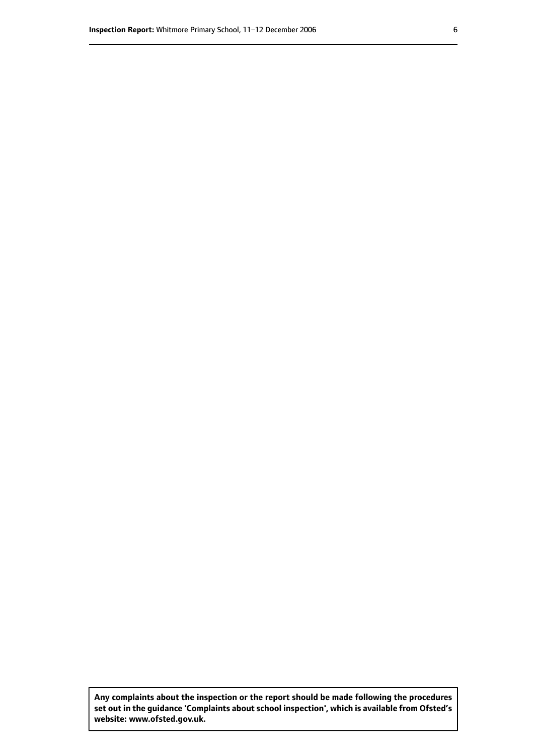**Any complaints about the inspection or the report should be made following the procedures set out in the guidance 'Complaints about school inspection', which is available from Ofsted's website: www.ofsted.gov.uk.**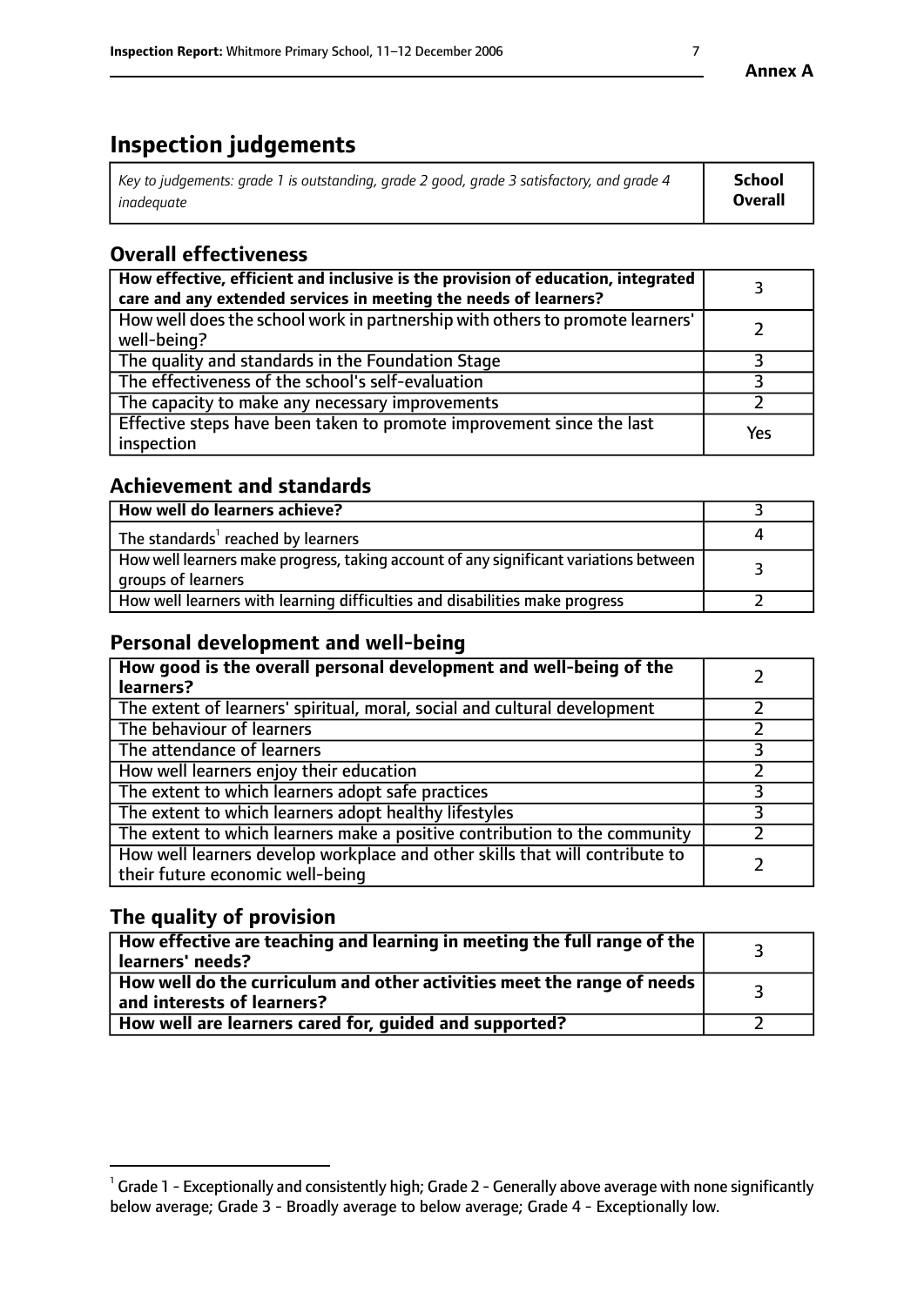**Annex A**

# Inspection judgements

| *Key to judgements: grade 1 is outstanding, grade 2 good, grade 3 satisfactory, and grade 4 inadequate* | **School Overall** |
|---|---|

## Overall effectiveness

| | |
|---|---|
| **How effective, efficient and inclusive is the provision of education, integrated care and any extended services in meeting the needs of learners?** | 3 |
| How well does the school work in partnership with others to promote learners' well-being? | 2 |
| The quality and standards in the Foundation Stage | 3 |
| The effectiveness of the school's self-evaluation | 3 |
| The capacity to make any necessary improvements | 2 |
| Effective steps have been taken to promote improvement since the last inspection | Yes |

## Achievement and standards

| | |
|---|---|
| **How well do learners achieve?** | 3 |
| The standards[1] reached by learners | 4 |
| How well learners make progress, taking account of any significant variations between groups of learners | 3 |
| How well learners with learning difficulties and disabilities make progress | 2 |

## Personal development and well-being

| | |
|---|---|
| **How good is the overall personal development and well-being of the learners?** | 2 |
| The extent of learners' spiritual, moral, social and cultural development | 2 |
| The behaviour of learners | 2 |
| The attendance of learners | 3 |
| How well learners enjoy their education | 2 |
| The extent to which learners adopt safe practices | 3 |
| The extent to which learners adopt healthy lifestyles | 3 |
| The extent to which learners make a positive contribution to the community | 2 |
| How well learners develop workplace and other skills that will contribute to their future economic well-being | 2 |

## The quality of provision

| | |
|---|---|
| **How effective are teaching and learning in meeting the full range of the learners' needs?** | 3 |
| **How well do the curriculum and other activities meet the range of needs and interests of learners?** | 3 |
| **How well are learners cared for, guided and supported?** | 2 |

[1] Grade 1 - Exceptionally and consistently high; Grade 2 - Generally above average with none significantly below average; Grade 3 - Broadly average to below average; Grade 4 - Exceptionally low.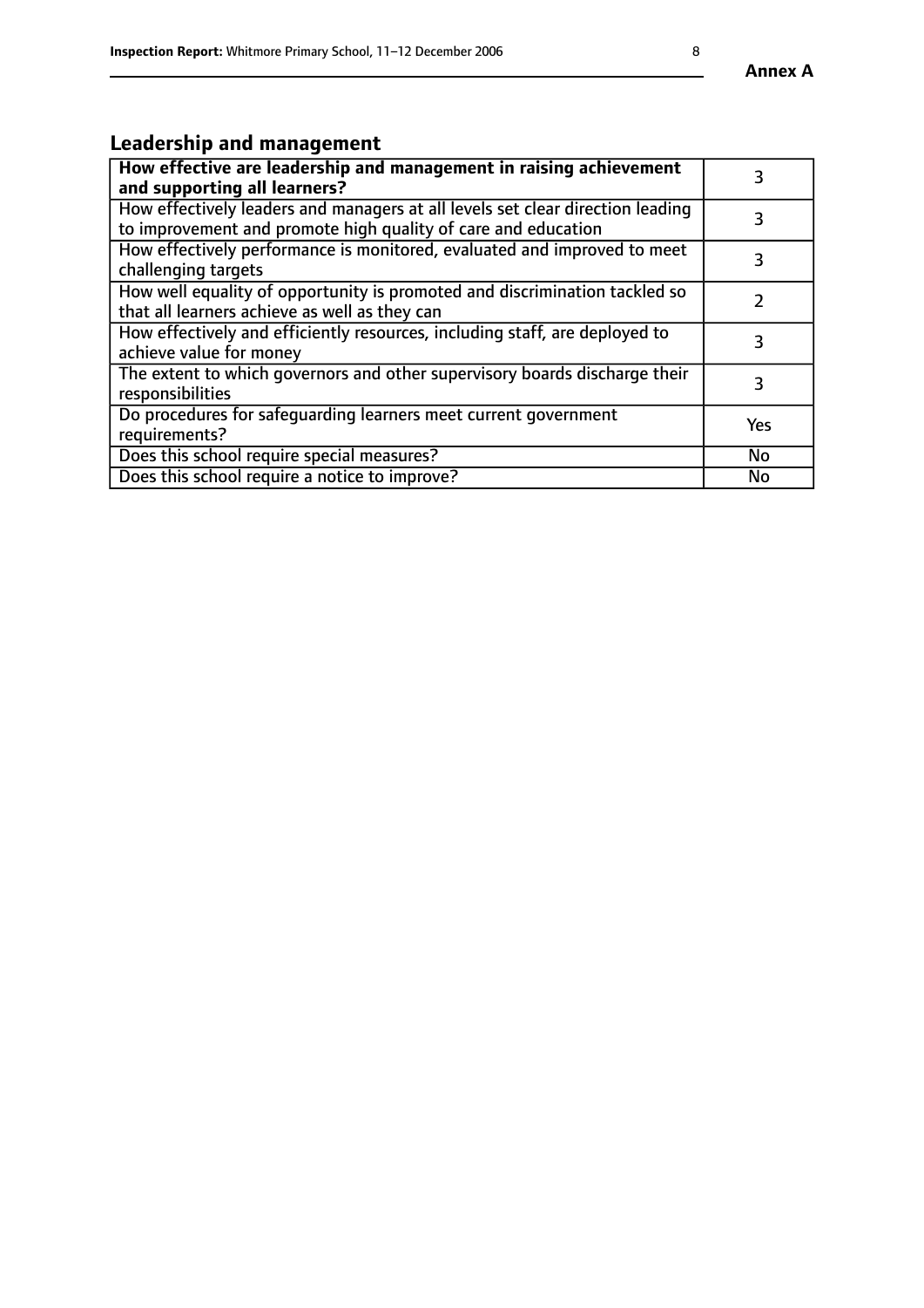## Leadership and management

| **How effective are leadership and management in raising achievement and supporting all learners?** | 3 |
|---|---|
| How effectively leaders and managers at all levels set clear direction leading to improvement and promote high quality of care and education | 3 |
| How effectively performance is monitored, evaluated and improved to meet challenging targets | 3 |
| How well equality of opportunity is promoted and discrimination tackled so that all learners achieve as well as they can | 2 |
| How effectively and efficiently resources, including staff, are deployed to achieve value for money | 3 |
| The extent to which governors and other supervisory boards discharge their responsibilities | 3 |
| Do procedures for safeguarding learners meet current government requirements? | Yes |
| Does this school require special measures? | No |
| Does this school require a notice to improve? | No |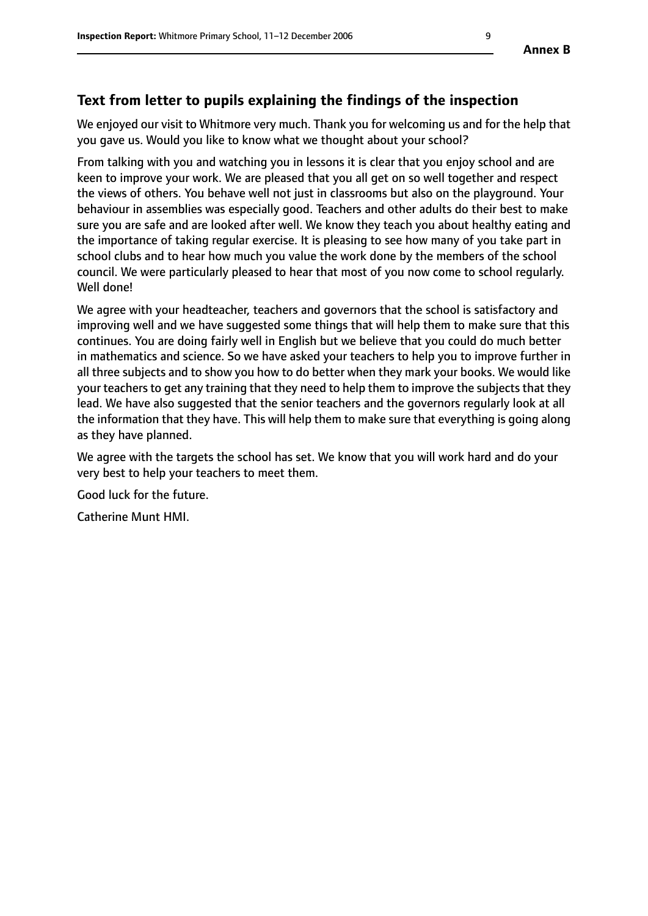## Text from letter to pupils explaining the findings of the inspection

We enjoyed our visit to Whitmore very much. Thank you for welcoming us and for the help that you gave us. Would you like to know what we thought about your school?

From talking with you and watching you in lessons it is clear that you enjoy school and are keen to improve your work. We are pleased that you all get on so well together and respect the views of others. You behave well not just in classrooms but also on the playground. Your behaviour in assemblies was especially good. Teachers and other adults do their best to make sure you are safe and are looked after well. We know they teach you about healthy eating and the importance of taking regular exercise. It is pleasing to see how many of you take part in school clubs and to hear how much you value the work done by the members of the school council. We were particularly pleased to hear that most of you now come to school regularly. Well done!

We agree with your headteacher, teachers and governors that the school is satisfactory and improving well and we have suggested some things that will help them to make sure that this continues. You are doing fairly well in English but we believe that you could do much better in mathematics and science. So we have asked your teachers to help you to improve further in all three subjects and to show you how to do better when they mark your books. We would like your teachers to get any training that they need to help them to improve the subjects that they lead. We have also suggested that the senior teachers and the governors regularly look at all the information that they have. This will help them to make sure that everything is going along as they have planned.

We agree with the targets the school has set. We know that you will work hard and do your very best to help your teachers to meet them.

Good luck for the future.

Catherine Munt HMI.